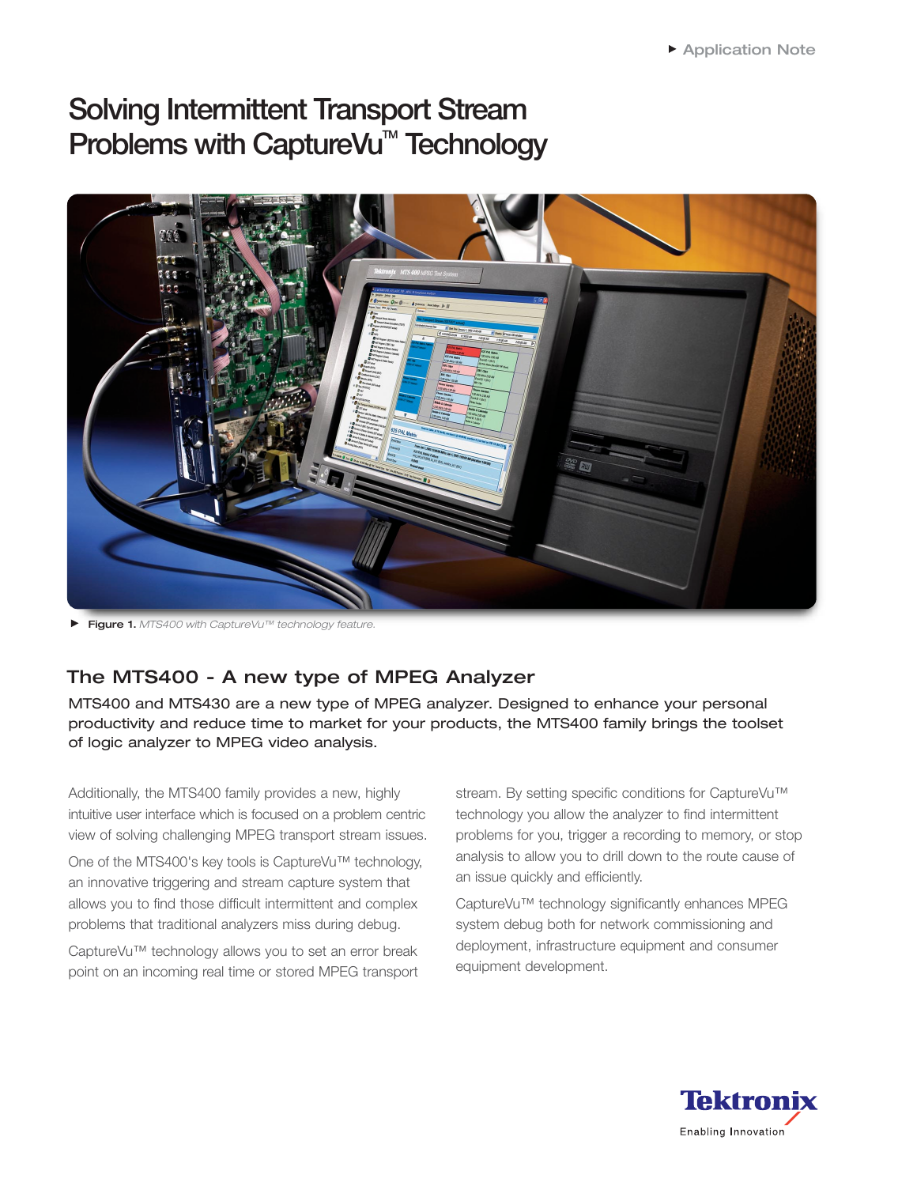Application Note

# Solving Intermittent Transport Stream Problems with CaptureVu™ Technology

**Figure 1.** *MTS400 with CaptureVu™ technology feature.*

## The MTS400 - A new type of MPEG Analyzer

MTS400 and MTS430 are a new type of MPEG analyzer. Designed to enhance your personal productivity and reduce time to market for your products, the MTS400 family brings the toolset of logic analyzer to MPEG video analysis.

Additionally, the MTS400 family provides a new, highly intuitive user interface which is focused on a problem centric view of solving challenging MPEG transport stream issues.

One of the MTS400's key tools is CaptureVu™ technology, an innovative triggering and stream capture system that allows you to find those difficult intermittent and complex problems that traditional analyzers miss during debug.

CaptureVu™ technology allows you to set an error break point on an incoming real time or stored MPEG transport stream. By setting specific conditions for CaptureVu™ technology you allow the analyzer to find intermittent problems for you, trigger a recording to memory, or stop analysis to allow you to drill down to the route cause of an issue quickly and efficiently.

CaptureVu™ technology significantly enhances MPEG system debug both for network commissioning and deployment, infrastructure equipment and consumer equipment development.

Tektronix
Enabling Innovation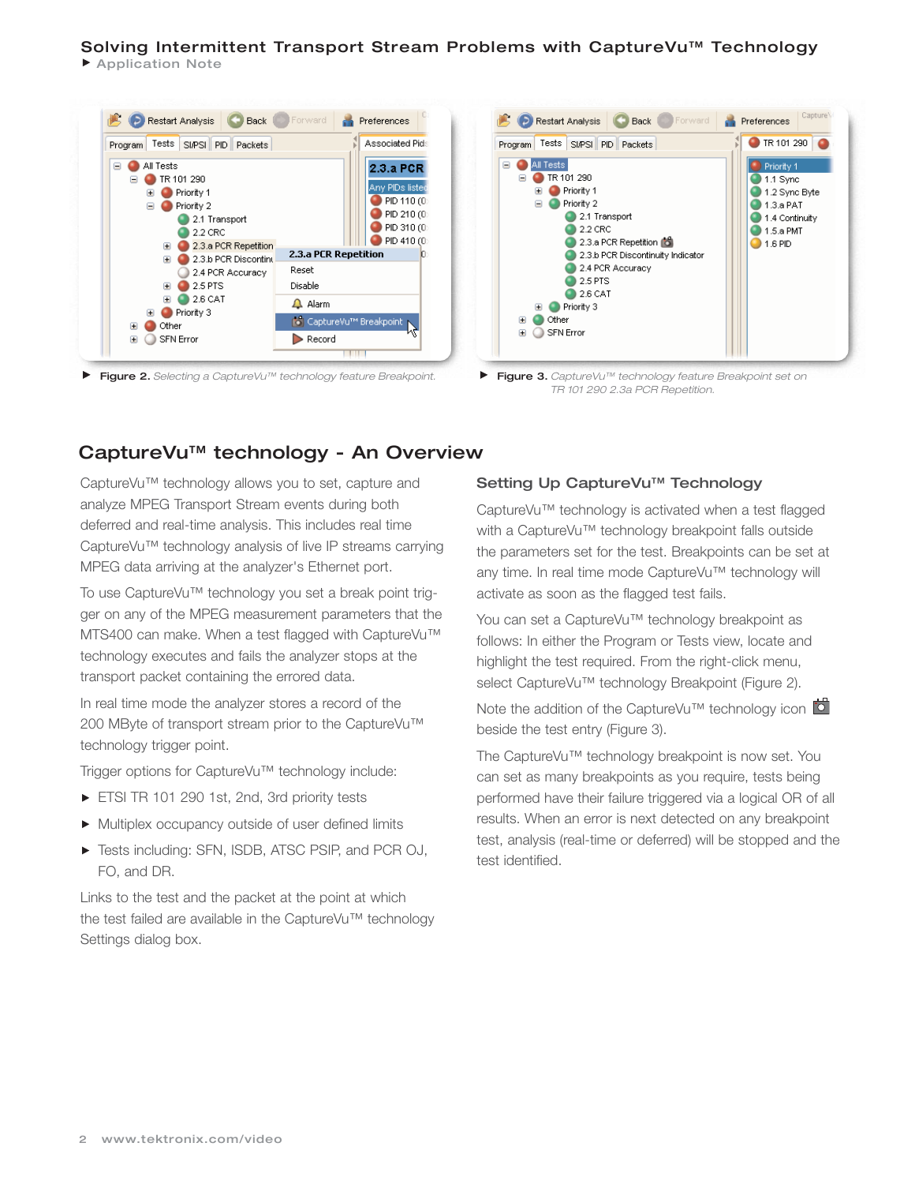Figure 2. *Selecting a CaptureVu™ technology feature Breakpoint.*

Figure 3. *CaptureVu™ technology feature Breakpoint set on TR 101 290 2.3a PCR Repetition.*

## CaptureVu™ technology - An Overview

CaptureVu™ technology allows you to set, capture and analyze MPEG Transport Stream events during both deferred and real-time analysis. This includes real time CaptureVu™ technology analysis of live IP streams carrying MPEG data arriving at the analyzer's Ethernet port.

To use CaptureVu™ technology you set a break point trigger on any of the MPEG measurement parameters that the MTS400 can make. When a test flagged with CaptureVu™ technology executes and fails the analyzer stops at the transport packet containing the errored data.

In real time mode the analyzer stores a record of the 200 MByte of transport stream prior to the CaptureVu™ technology trigger point.

Trigger options for CaptureVu™ technology include:

- ETSI TR 101 290 1st, 2nd, 3rd priority tests
- Multiplex occupancy outside of user defined limits
- Tests including: SFN, ISDB, ATSC PSIP, and PCR OJ, FO, and DR.

Links to the test and the packet at the point at which the test failed are available in the CaptureVu™ technology Settings dialog box.

### Setting Up CaptureVu™ Technology

CaptureVu™ technology is activated when a test flagged with a CaptureVu™ technology breakpoint falls outside the parameters set for the test. Breakpoints can be set at any time. In real time mode CaptureVu™ technology will activate as soon as the flagged test fails.

You can set a CaptureVu™ technology breakpoint as follows: In either the Program or Tests view, locate and highlight the test required. From the right-click menu, select CaptureVu™ technology Breakpoint (Figure 2).

Note the addition of the CaptureVu™ technology icon beside the test entry (Figure 3).

The CaptureVu™ technology breakpoint is now set. You can set as many breakpoints as you require, tests being performed have their failure triggered via a logical OR of all results. When an error is next detected on any breakpoint test, analysis (real-time or deferred) will be stopped and the test identified.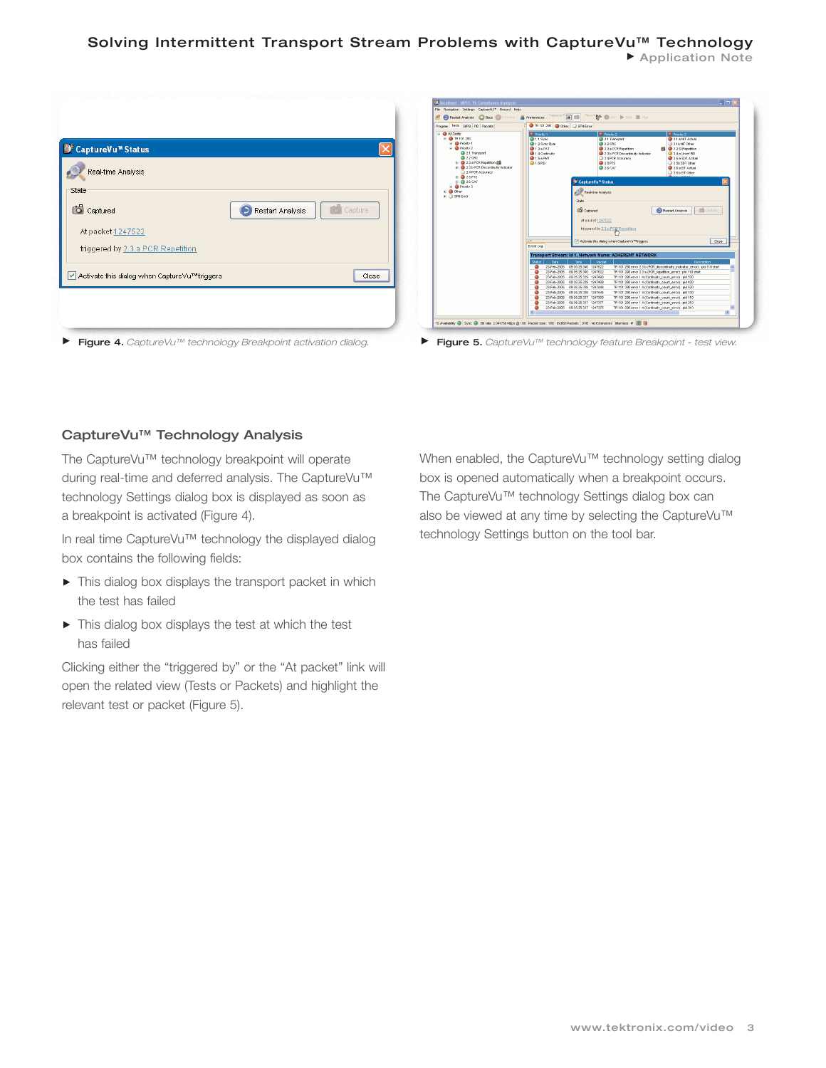Figure 4. *CaptureVu™ technology Breakpoint activation dialog.*

Figure 5. *CaptureVu™ technology feature Breakpoint - test view.*

## CaptureVu™ Technology Analysis

The CaptureVu™ technology breakpoint will operate during real-time and deferred analysis. The CaptureVu™ technology Settings dialog box is displayed as soon as a breakpoint is activated (Figure 4).

In real time CaptureVu™ technology the displayed dialog box contains the following fields:

- This dialog box displays the transport packet in which the test has failed
- This dialog box displays the test at which the test has failed

Clicking either the “triggered by” or the “At packet” link will open the related view (Tests or Packets) and highlight the relevant test or packet (Figure 5).

When enabled, the CaptureVu™ technology setting dialog box is opened automatically when a breakpoint occurs. The CaptureVu™ technology Settings dialog box can also be viewed at any time by selecting the CaptureVu™ technology Settings button on the tool bar.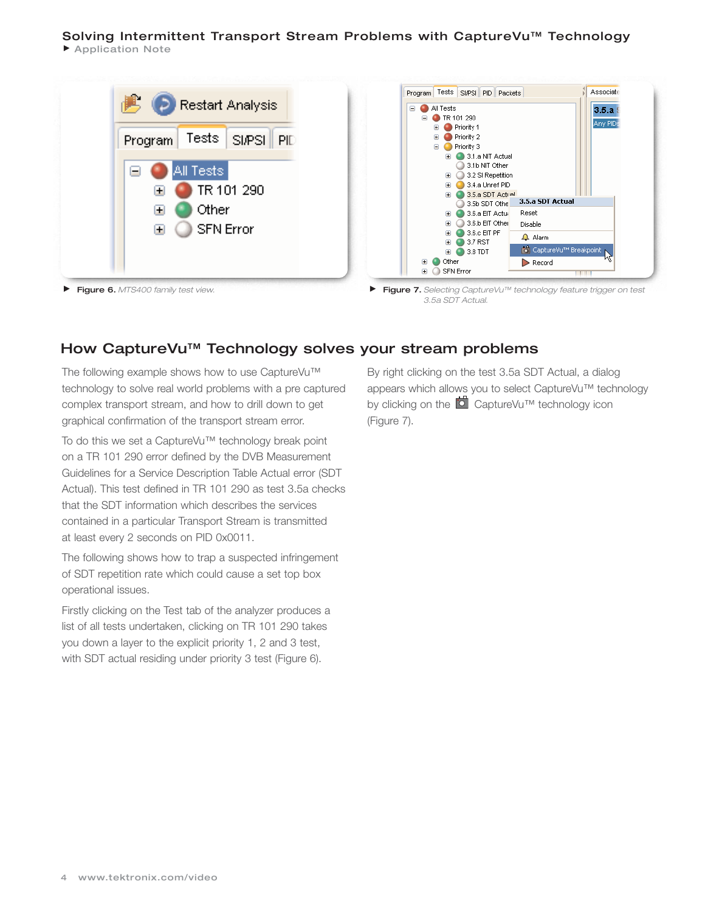▶ **Figure 6.** *MTS400 family test view.*

▶ **Figure 7.** *Selecting CaptureVu™ technology feature trigger on test 3.5a SDT Actual.*

## How CaptureVu™ Technology solves your stream problems

The following example shows how to use CaptureVu™ technology to solve real world problems with a pre captured complex transport stream, and how to drill down to get graphical confirmation of the transport stream error.

To do this we set a CaptureVu™ technology break point on a TR 101 290 error defined by the DVB Measurement Guidelines for a Service Description Table Actual error (SDT Actual). This test defined in TR 101 290 as test 3.5a checks that the SDT information which describes the services contained in a particular Transport Stream is transmitted at least every 2 seconds on PID 0x0011.

The following shows how to trap a suspected infringement of SDT repetition rate which could cause a set top box operational issues.

Firstly clicking on the Test tab of the analyzer produces a list of all tests undertaken, clicking on TR 101 290 takes you down a layer to the explicit priority 1, 2 and 3 test, with SDT actual residing under priority 3 test (Figure 6).

By right clicking on the test 3.5a SDT Actual, a dialog appears which allows you to select CaptureVu™ technology by clicking on the CaptureVu™ technology icon (Figure 7).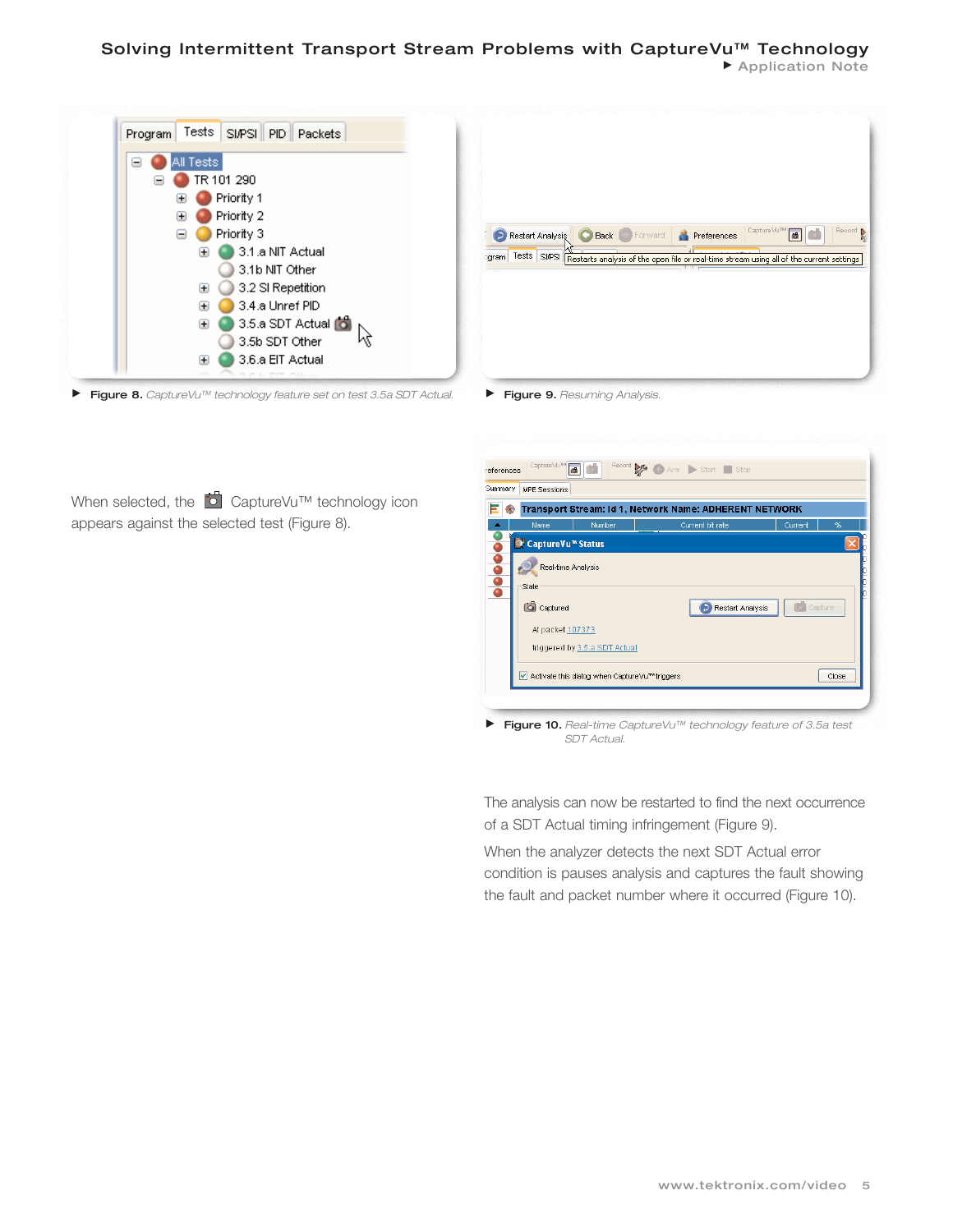▶ **Figure 8.** *CaptureVu™ technology feature set on test 3.5a SDT Actual.*

▶ **Figure 9.** *Resuming Analysis.*

When selected, the CaptureVu™ technology icon appears against the selected test (Figure 8).

▶ **Figure 10.** *Real-time CaptureVu™ technology feature of 3.5a test SDT Actual.*

The analysis can now be restarted to find the next occurrence of a SDT Actual timing infringement (Figure 9).

When the analyzer detects the next SDT Actual error condition is pauses analysis and captures the fault showing the fault and packet number where it occurred (Figure 10).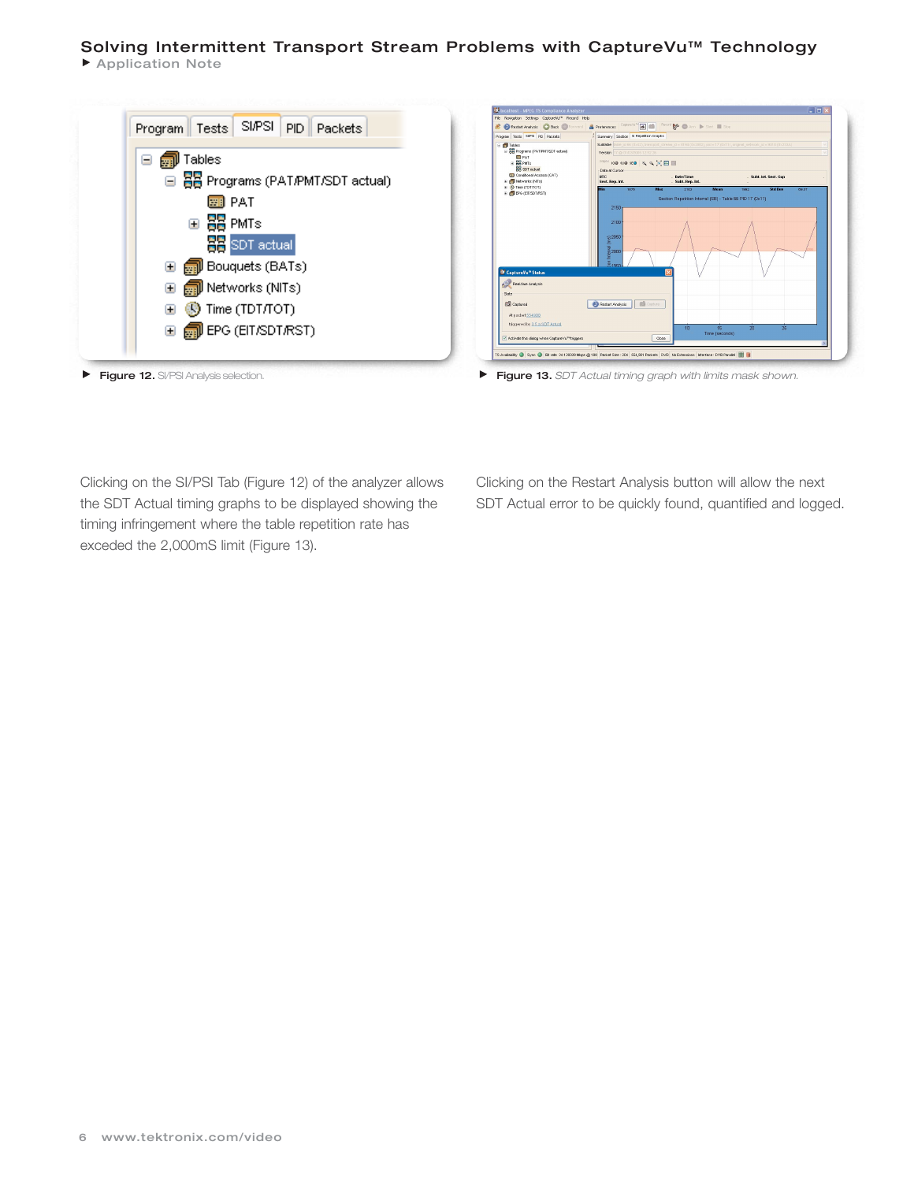▶ **Figure 12.** SI/PSI Analysis selection.

▶ **Figure 13.** *SDT Actual timing graph with limits mask shown.*

Clicking on the SI/PSI Tab (Figure 12) of the analyzer allows the SDT Actual timing graphs to be displayed showing the timing infringement where the table repetition rate has exceded the 2,000mS limit (Figure 13).

Clicking on the Restart Analysis button will allow the next SDT Actual error to be quickly found, quantified and logged.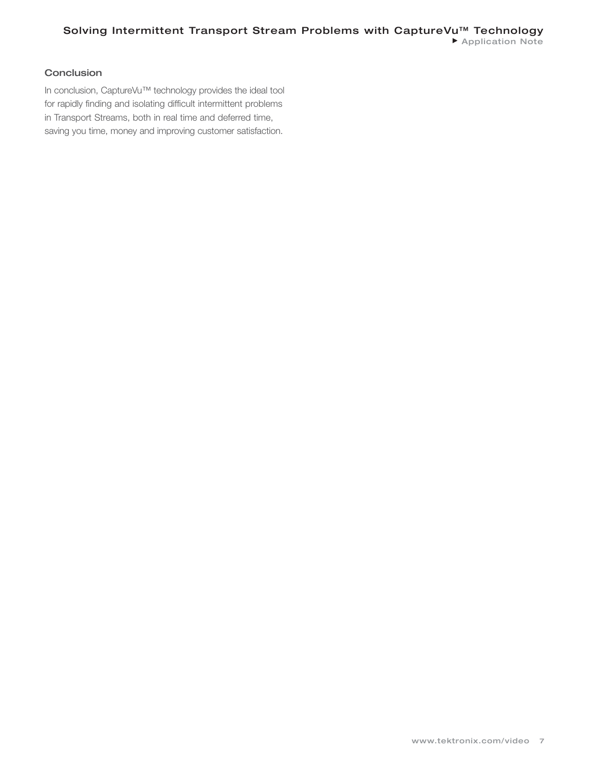## Conclusion

In conclusion, CaptureVu™ technology provides the ideal tool for rapidly finding and isolating difficult intermittent problems in Transport Streams, both in real time and deferred time, saving you time, money and improving customer satisfaction.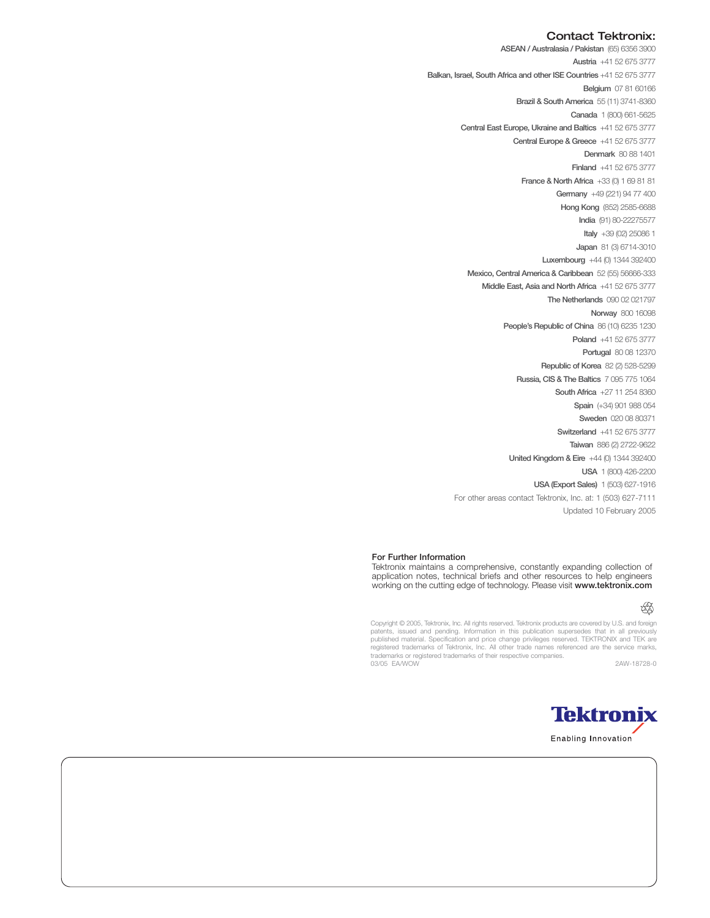## Contact Tektronix:

**ASEAN / Australasia / Pakistan** (65) 6356 3900

**Austria** +41 52 675 3777

**Balkan, Israel, South Africa and other ISE Countries** +41 52 675 3777

**Belgium** 07 81 60166

**Brazil & South America** 55 (11) 3741-8360

**Canada** 1 (800) 661-5625

**Central East Europe, Ukraine and Baltics** +41 52 675 3777

**Central Europe & Greece** +41 52 675 3777

**Denmark** 80 88 1401

**Finland** +41 52 675 3777

**France & North Africa** +33 (0) 1 69 81 81

**Germany** +49 (221) 94 77 400

**Hong Kong** (852) 2585-6688

**India** (91) 80-22275577

**Italy** +39 (02) 25086 1

**Japan** 81 (3) 6714-3010

**Luxembourg** +44 (0) 1344 392400

**Mexico, Central America & Caribbean** 52 (55) 56666-333

**Middle East, Asia and North Africa** +41 52 675 3777

**The Netherlands** 090 02 021797

**Norway** 800 16098

**People's Republic of China** 86 (10) 6235 1230

**Poland** +41 52 675 3777

**Portugal** 80 08 12370

**Republic of Korea** 82 (2) 528-5299

**Russia, CIS & The Baltics** 7 095 775 1064

**South Africa** +27 11 254 8360

**Spain** (+34) 901 988 054

**Sweden** 020 08 80371

**Switzerland** +41 52 675 3777

**Taiwan** 886 (2) 2722-9622

**United Kingdom & Eire** +44 (0) 1344 392400

**USA** 1 (800) 426-2200

**USA (Export Sales)** 1 (503) 627-1916

For other areas contact Tektronix, Inc. at: 1 (503) 627-7111

Updated 10 February 2005

**For Further Information**

Tektronix maintains a comprehensive, constantly expanding collection of application notes, technical briefs and other resources to help engineers working on the cutting edge of technology. Please visit **www.tektronix.com**

Copyright © 2005, Tektronix, Inc. All rights reserved. Tektronix products are covered by U.S. and foreign patents, issued and pending. Information in this publication supersedes that in all previously published material. Specification and price change privileges reserved. TEKTRONIX and TEK are registered trademarks of Tektronix, Inc. All other trade names referenced are the service marks, trademarks or registered trademarks of their respective companies.

03/05 EA/WOW 2AW-18728-0

Tektronix

Enabling Innovation